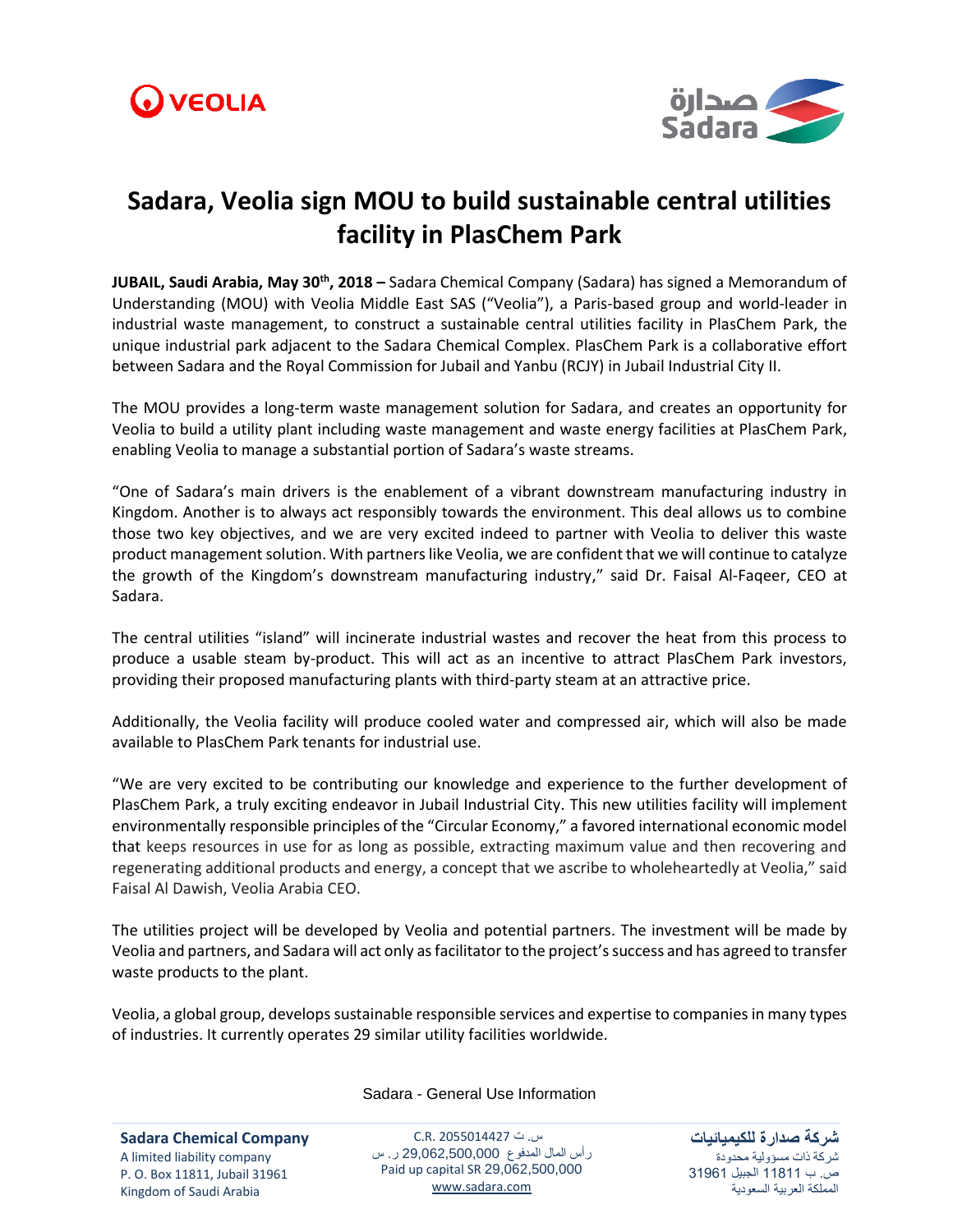# Sadara, Veolia sign MOU to build sustainable central utilities facility in PlasChem Park

**JUBAIL, Saudi Arabia, May 30th, 2018 –** Sadara Chemical Company (Sadara) has signed a Memorandum of Understanding (MOU) with Veolia Middle East SAS ("Veolia"), a Paris-based group and world-leader in industrial waste management, to construct a sustainable central utilities facility in PlasChem Park, the unique industrial park adjacent to the Sadara Chemical Complex. PlasChem Park is a collaborative effort between Sadara and the Royal Commission for Jubail and Yanbu (RCJY) in Jubail Industrial City II.

The MOU provides a long-term waste management solution for Sadara, and creates an opportunity for Veolia to build a utility plant including waste management and waste energy facilities at PlasChem Park, enabling Veolia to manage a substantial portion of Sadara's waste streams.

"One of Sadara's main drivers is the enablement of a vibrant downstream manufacturing industry in Kingdom. Another is to always act responsibly towards the environment. This deal allows us to combine those two key objectives, and we are very excited indeed to partner with Veolia to deliver this waste product management solution. With partners like Veolia, we are confident that we will continue to catalyze the growth of the Kingdom's downstream manufacturing industry," said Dr. Faisal Al-Faqeer, CEO at Sadara.

The central utilities "island" will incinerate industrial wastes and recover the heat from this process to produce a usable steam by-product. This will act as an incentive to attract PlasChem Park investors, providing their proposed manufacturing plants with third-party steam at an attractive price.

Additionally, the Veolia facility will produce cooled water and compressed air, which will also be made available to PlasChem Park tenants for industrial use.

"We are very excited to be contributing our knowledge and experience to the further development of PlasChem Park, a truly exciting endeavor in Jubail Industrial City. This new utilities facility will implement environmentally responsible principles of the "Circular Economy," a favored international economic model that keeps resources in use for as long as possible, extracting maximum value and then recovering and regenerating additional products and energy, a concept that we ascribe to wholeheartedly at Veolia," said Faisal Al Dawish, Veolia Arabia CEO.

The utilities project will be developed by Veolia and potential partners. The investment will be made by Veolia and partners, and Sadara will act only as facilitator to the project's success and has agreed to transfer waste products to the plant.

Veolia, a global group, develops sustainable responsible services and expertise to companies in many types of industries. It currently operates 29 similar utility facilities worldwide.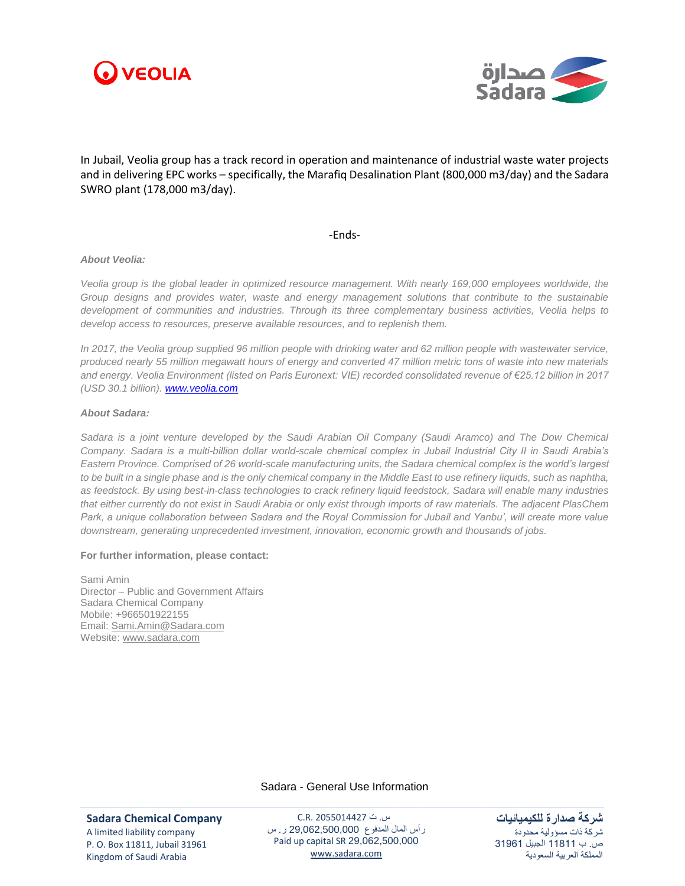In Jubail, Veolia group has a track record in operation and maintenance of industrial waste water projects and in delivering EPC works – specifically, the Marafiq Desalination Plant (800,000 m3/day) and the Sadara SWRO plant (178,000 m3/day).

-Ends-

***About Veolia:***

*Veolia group is the global leader in optimized resource management. With nearly 169,000 employees worldwide, the Group designs and provides water, waste and energy management solutions that contribute to the sustainable development of communities and industries. Through its three complementary business activities, Veolia helps to develop access to resources, preserve available resources, and to replenish them.*

*In 2017, the Veolia group supplied 96 million people with drinking water and 62 million people with wastewater service, produced nearly 55 million megawatt hours of energy and converted 47 million metric tons of waste into new materials and energy. Veolia Environment (listed on Paris Euronext: VIE) recorded consolidated revenue of €25.12 billion in 2017 (USD 30.1 billion). www.veolia.com*

***About Sadara:***

*Sadara is a joint venture developed by the Saudi Arabian Oil Company (Saudi Aramco) and The Dow Chemical Company. Sadara is a multi-billion dollar world-scale chemical complex in Jubail Industrial City II in Saudi Arabia's Eastern Province. Comprised of 26 world-scale manufacturing units, the Sadara chemical complex is the world's largest to be built in a single phase and is the only chemical company in the Middle East to use refinery liquids, such as naphtha, as feedstock. By using best-in-class technologies to crack refinery liquid feedstock, Sadara will enable many industries that either currently do not exist in Saudi Arabia or only exist through imports of raw materials. The adjacent PlasChem Park, a unique collaboration between Sadara and the Royal Commission for Jubail and Yanbu', will create more value downstream, generating unprecedented investment, innovation, economic growth and thousands of jobs.*

**For further information, please contact:**

Sami Amin
Director – Public and Government Affairs
Sadara Chemical Company
Mobile: +966501922155
Email: Sami.Amin@Sadara.com
Website: www.sadara.com

Sadara - General Use Information

**Sadara Chemical Company**
A limited liability company
P. O. Box 11811, Jubail 31961
Kingdom of Saudi Arabia

س. ت C.R. 2055014427
رأس المال المدفوع 29,062,500,000 ر. س
Paid up capital SR 29,062,500,000
www.sadara.com

**شركة صدارة للكيميائيات**
شركة ذات مسؤولية محدودة
ص. ب 11811 الجبيل 31961
المملكة العربية السعودية